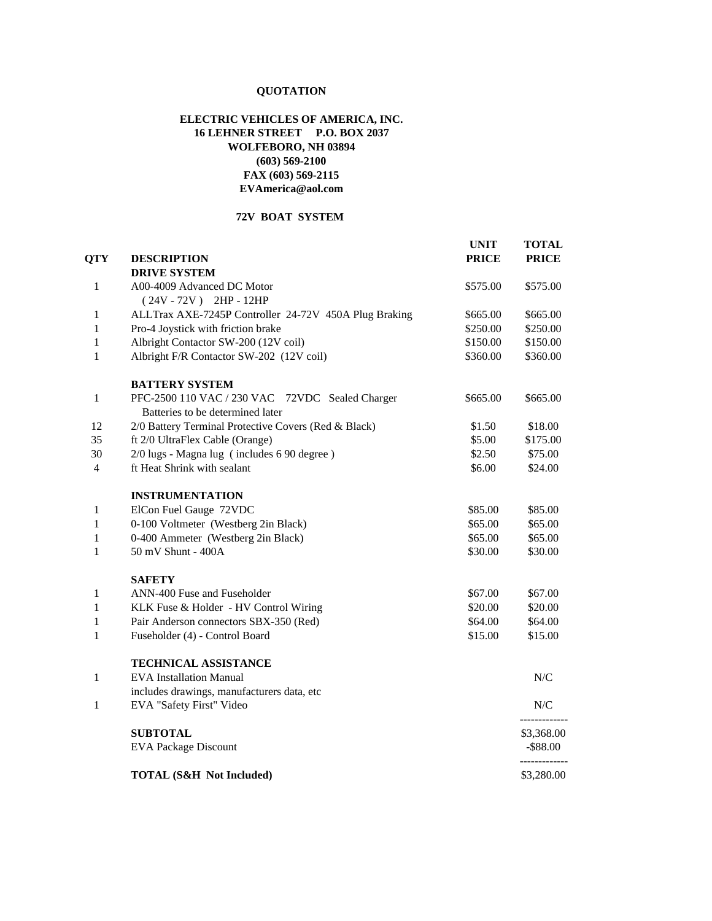**QUOTATION**

**ELECTRIC VEHICLES OF AMERICA, INC.**
**16 LEHNER STREET P.O. BOX 2037**
**WOLFEBORO, NH 03894**
**(603) 569-2100**
**FAX (603) 569-2115**
**EVAmerica@aol.com**

**72V BOAT SYSTEM**

| QTY | DESCRIPTION | UNIT PRICE | TOTAL PRICE |
|---|---|---|---|
| | **DRIVE SYSTEM** | | |
| 1 | A00-4009 Advanced DC Motor | $575.00 | $575.00 |
| | ( 24V - 72V ) 2HP - 12HP | | |
| 1 | ALLTrax AXE-7245P Controller 24-72V 450A Plug Braking | $665.00 | $665.00 |
| 1 | Pro-4 Joystick with friction brake | $250.00 | $250.00 |
| 1 | Albright Contactor SW-200 (12V coil) | $150.00 | $150.00 |
| 1 | Albright F/R Contactor SW-202 (12V coil) | $360.00 | $360.00 |
| | **BATTERY SYSTEM** | | |
| 1 | PFC-2500 110 VAC / 230 VAC 72VDC Sealed Charger | $665.00 | $665.00 |
| | Batteries to be determined later | | |
| 12 | 2/0 Battery Terminal Protective Covers (Red & Black) | $1.50 | $18.00 |
| 35 | ft 2/0 UltraFlex Cable (Orange) | $5.00 | $175.00 |
| 30 | 2/0 lugs - Magna lug ( includes 6 90 degree ) | $2.50 | $75.00 |
| 4 | ft Heat Shrink with sealant | $6.00 | $24.00 |
| | **INSTRUMENTATION** | | |
| 1 | ElCon Fuel Gauge 72VDC | $85.00 | $85.00 |
| 1 | 0-100 Voltmeter (Westberg 2in Black) | $65.00 | $65.00 |
| 1 | 0-400 Ammeter (Westberg 2in Black) | $65.00 | $65.00 |
| 1 | 50 mV Shunt - 400A | $30.00 | $30.00 |
| | **SAFETY** | | |
| 1 | ANN-400 Fuse and Fuseholder | $67.00 | $67.00 |
| 1 | KLK Fuse & Holder - HV Control Wiring | $20.00 | $20.00 |
| 1 | Pair Anderson connectors SBX-350 (Red) | $64.00 | $64.00 |
| 1 | Fuseholder (4) - Control Board | $15.00 | $15.00 |
| | **TECHNICAL ASSISTANCE** | | |
| 1 | EVA Installation Manual | | N/C |
| | includes drawings, manufacturers data, etc | | |
| 1 | EVA "Safety First" Video | | N/C |
| | **SUBTOTAL** | | $3,368.00 |
| | EVA Package Discount | | -$88.00 |
| | **TOTAL (S&H Not Included)** | | $3,280.00 |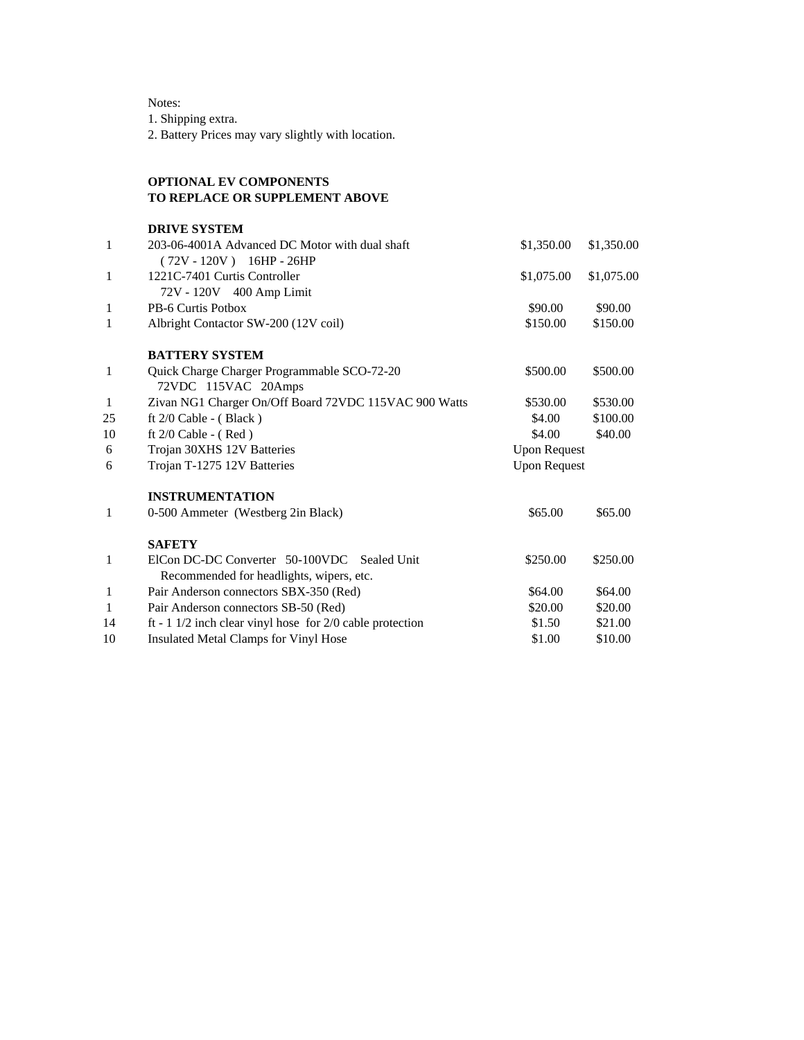Notes:
1. Shipping extra.
2. Battery Prices may vary slightly with location.

**OPTIONAL EV COMPONENTS**
**TO REPLACE OR SUPPLEMENT ABOVE**

| | | | |
|---|---|---|---|
| | **DRIVE SYSTEM** | | |
| 1 | 203-06-4001A Advanced DC Motor with dual shaft ( 72V - 120V ) 16HP - 26HP | $1,350.00 | $1,350.00 |
| 1 | 1221C-7401 Curtis Controller 72V - 120V 400 Amp Limit | $1,075.00 | $1,075.00 |
| 1 | PB-6 Curtis Potbox | $90.00 | $90.00 |
| 1 | Albright Contactor SW-200 (12V coil) | $150.00 | $150.00 |
| | **BATTERY SYSTEM** | | |
| 1 | Quick Charge Charger Programmable SCO-72-20 72VDC 115VAC 20Amps | $500.00 | $500.00 |
| 1 | Zivan NG1 Charger On/Off Board 72VDC 115VAC 900 Watts | $530.00 | $530.00 |
| 25 | ft 2/0 Cable - ( Black ) | $4.00 | $100.00 |
| 10 | ft 2/0 Cable - ( Red ) | $4.00 | $40.00 |
| 6 | Trojan 30XHS 12V Batteries | Upon Request | |
| 6 | Trojan T-1275 12V Batteries | Upon Request | |
| | **INSTRUMENTATION** | | |
| 1 | 0-500 Ammeter (Westberg 2in Black) | $65.00 | $65.00 |
| | **SAFETY** | | |
| 1 | ElCon DC-DC Converter 50-100VDC Sealed Unit Recommended for headlights, wipers, etc. | $250.00 | $250.00 |
| 1 | Pair Anderson connectors SBX-350 (Red) | $64.00 | $64.00 |
| 1 | Pair Anderson connectors SB-50 (Red) | $20.00 | $20.00 |
| 14 | ft - 1 1/2 inch clear vinyl hose for 2/0 cable protection | $1.50 | $21.00 |
| 10 | Insulated Metal Clamps for Vinyl Hose | $1.00 | $10.00 |